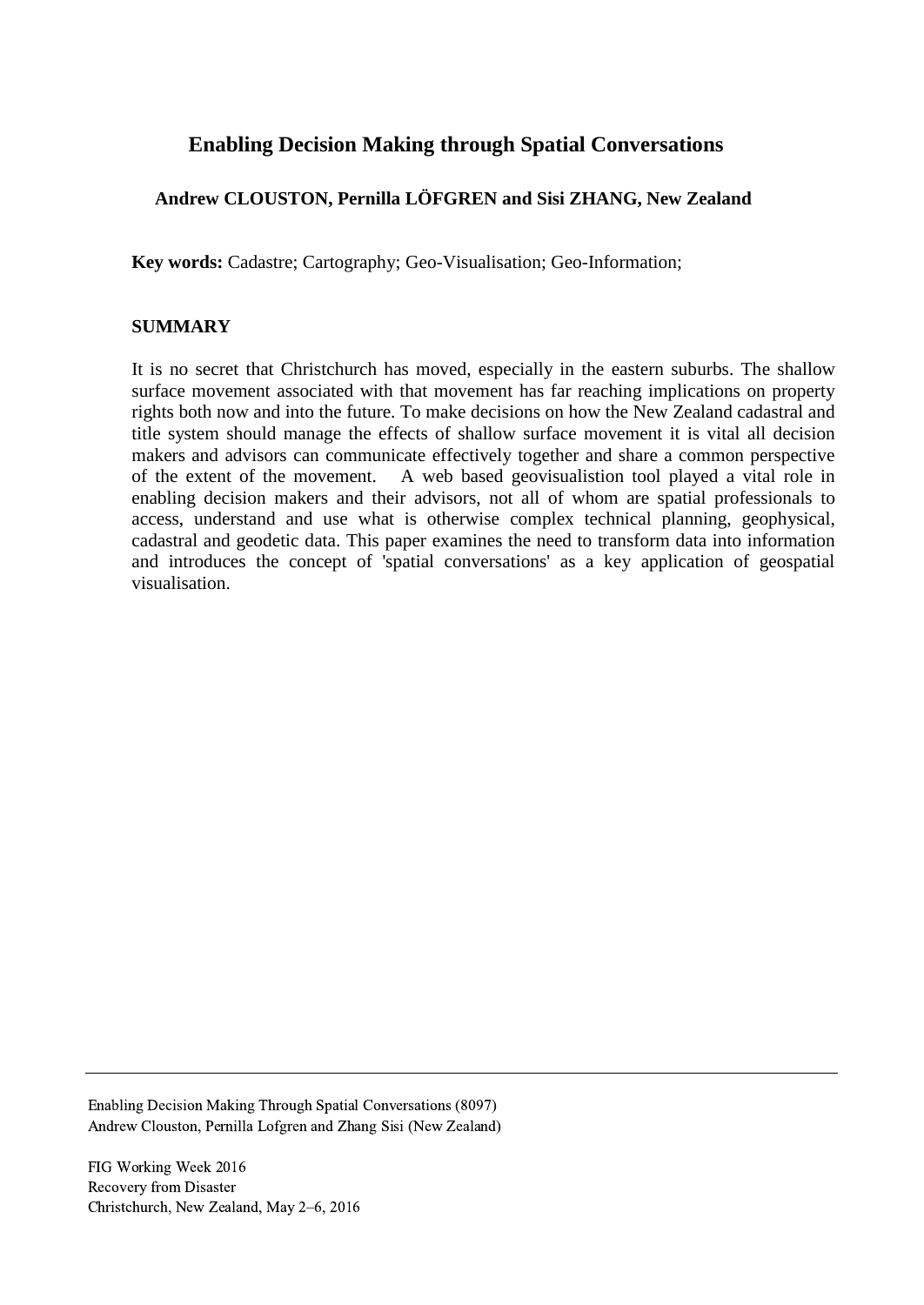# Enabling Decision Making through Spatial Conversations

**Andrew CLOUSTON, Pernilla LÖFGREN and Sisi ZHANG, New Zealand**

**Key words:** Cadastre; Cartography; Geo-Visualisation; Geo-Information;

## SUMMARY

It is no secret that Christchurch has moved, especially in the eastern suburbs. The shallow surface movement associated with that movement has far reaching implications on property rights both now and into the future. To make decisions on how the New Zealand cadastral and title system should manage the effects of shallow surface movement it is vital all decision makers and advisors can communicate effectively together and share a common perspective of the extent of the movement. A web based geovisualistion tool played a vital role in enabling decision makers and their advisors, not all of whom are spatial professionals to access, understand and use what is otherwise complex technical planning, geophysical, cadastral and geodetic data. This paper examines the need to transform data into information and introduces the concept of 'spatial conversations' as a key application of geospatial visualisation.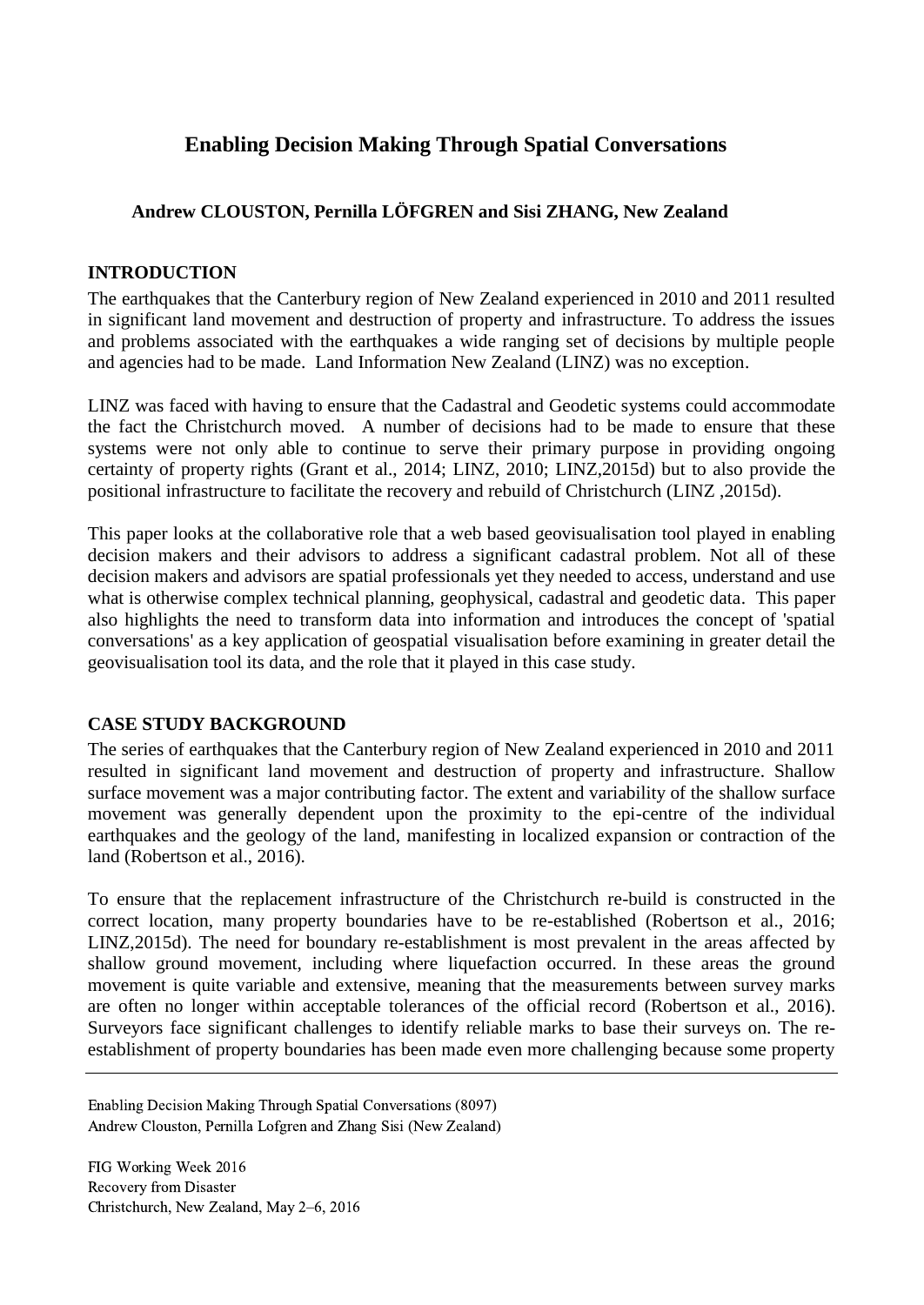# Enabling Decision Making Through Spatial Conversations

**Andrew CLOUSTON, Pernilla LÖFGREN and Sisi ZHANG, New Zealand**

## INTRODUCTION

The earthquakes that the Canterbury region of New Zealand experienced in 2010 and 2011 resulted in significant land movement and destruction of property and infrastructure. To address the issues and problems associated with the earthquakes a wide ranging set of decisions by multiple people and agencies had to be made. Land Information New Zealand (LINZ) was no exception.

LINZ was faced with having to ensure that the Cadastral and Geodetic systems could accommodate the fact the Christchurch moved. A number of decisions had to be made to ensure that these systems were not only able to continue to serve their primary purpose in providing ongoing certainty of property rights (Grant et al., 2014; LINZ, 2010; LINZ,2015d) but to also provide the positional infrastructure to facilitate the recovery and rebuild of Christchurch (LINZ ,2015d).

This paper looks at the collaborative role that a web based geovisualisation tool played in enabling decision makers and their advisors to address a significant cadastral problem. Not all of these decision makers and advisors are spatial professionals yet they needed to access, understand and use what is otherwise complex technical planning, geophysical, cadastral and geodetic data. This paper also highlights the need to transform data into information and introduces the concept of 'spatial conversations' as a key application of geospatial visualisation before examining in greater detail the geovisualisation tool its data, and the role that it played in this case study.

## CASE STUDY BACKGROUND

The series of earthquakes that the Canterbury region of New Zealand experienced in 2010 and 2011 resulted in significant land movement and destruction of property and infrastructure. Shallow surface movement was a major contributing factor. The extent and variability of the shallow surface movement was generally dependent upon the proximity to the epi-centre of the individual earthquakes and the geology of the land, manifesting in localized expansion or contraction of the land (Robertson et al., 2016).

To ensure that the replacement infrastructure of the Christchurch re-build is constructed in the correct location, many property boundaries have to be re-established (Robertson et al., 2016; LINZ,2015d). The need for boundary re-establishment is most prevalent in the areas affected by shallow ground movement, including where liquefaction occurred. In these areas the ground movement is quite variable and extensive, meaning that the measurements between survey marks are often no longer within acceptable tolerances of the official record (Robertson et al., 2016). Surveyors face significant challenges to identify reliable marks to base their surveys on. The re-establishment of property boundaries has been made even more challenging because some property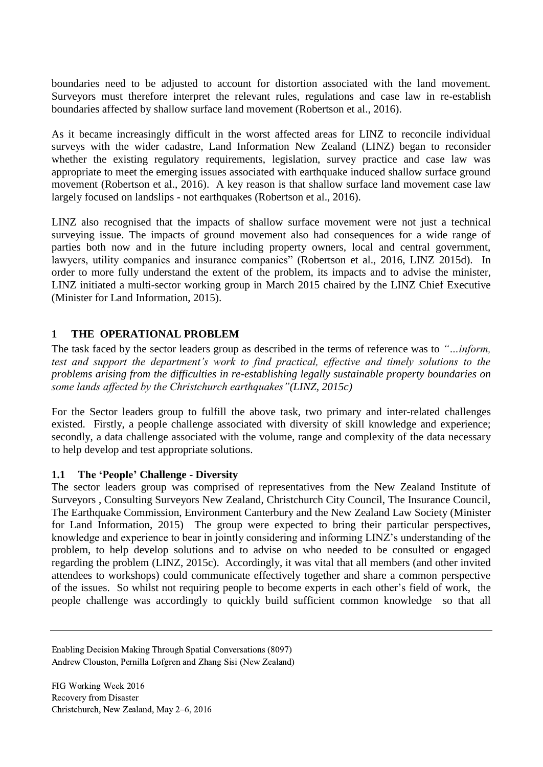boundaries need to be adjusted to account for distortion associated with the land movement. Surveyors must therefore interpret the relevant rules, regulations and case law in re-establish boundaries affected by shallow surface land movement (Robertson et al., 2016).

As it became increasingly difficult in the worst affected areas for LINZ to reconcile individual surveys with the wider cadastre, Land Information New Zealand (LINZ) began to reconsider whether the existing regulatory requirements, legislation, survey practice and case law was appropriate to meet the emerging issues associated with earthquake induced shallow surface ground movement (Robertson et al., 2016). A key reason is that shallow surface land movement case law largely focused on landslips - not earthquakes (Robertson et al., 2016).

LINZ also recognised that the impacts of shallow surface movement were not just a technical surveying issue. The impacts of ground movement also had consequences for a wide range of parties both now and in the future including property owners, local and central government, lawyers, utility companies and insurance companies" (Robertson et al., 2016, LINZ 2015d). In order to more fully understand the extent of the problem, its impacts and to advise the minister, LINZ initiated a multi-sector working group in March 2015 chaired by the LINZ Chief Executive (Minister for Land Information, 2015).

## 1 THE OPERATIONAL PROBLEM

The task faced by the sector leaders group as described in the terms of reference was to *"…inform, test and support the department's work to find practical, effective and timely solutions to the problems arising from the difficulties in re-establishing legally sustainable property boundaries on some lands affected by the Christchurch earthquakes"(LINZ, 2015c)*

For the Sector leaders group to fulfill the above task, two primary and inter-related challenges existed. Firstly, a people challenge associated with diversity of skill knowledge and experience; secondly, a data challenge associated with the volume, range and complexity of the data necessary to help develop and test appropriate solutions.

### 1.1 The 'People' Challenge - Diversity

The sector leaders group was comprised of representatives from the New Zealand Institute of Surveyors , Consulting Surveyors New Zealand, Christchurch City Council, The Insurance Council, The Earthquake Commission, Environment Canterbury and the New Zealand Law Society (Minister for Land Information, 2015) The group were expected to bring their particular perspectives, knowledge and experience to bear in jointly considering and informing LINZ's understanding of the problem, to help develop solutions and to advise on who needed to be consulted or engaged regarding the problem (LINZ, 2015c). Accordingly, it was vital that all members (and other invited attendees to workshops) could communicate effectively together and share a common perspective of the issues. So whilst not requiring people to become experts in each other's field of work, the people challenge was accordingly to quickly build sufficient common knowledge so that all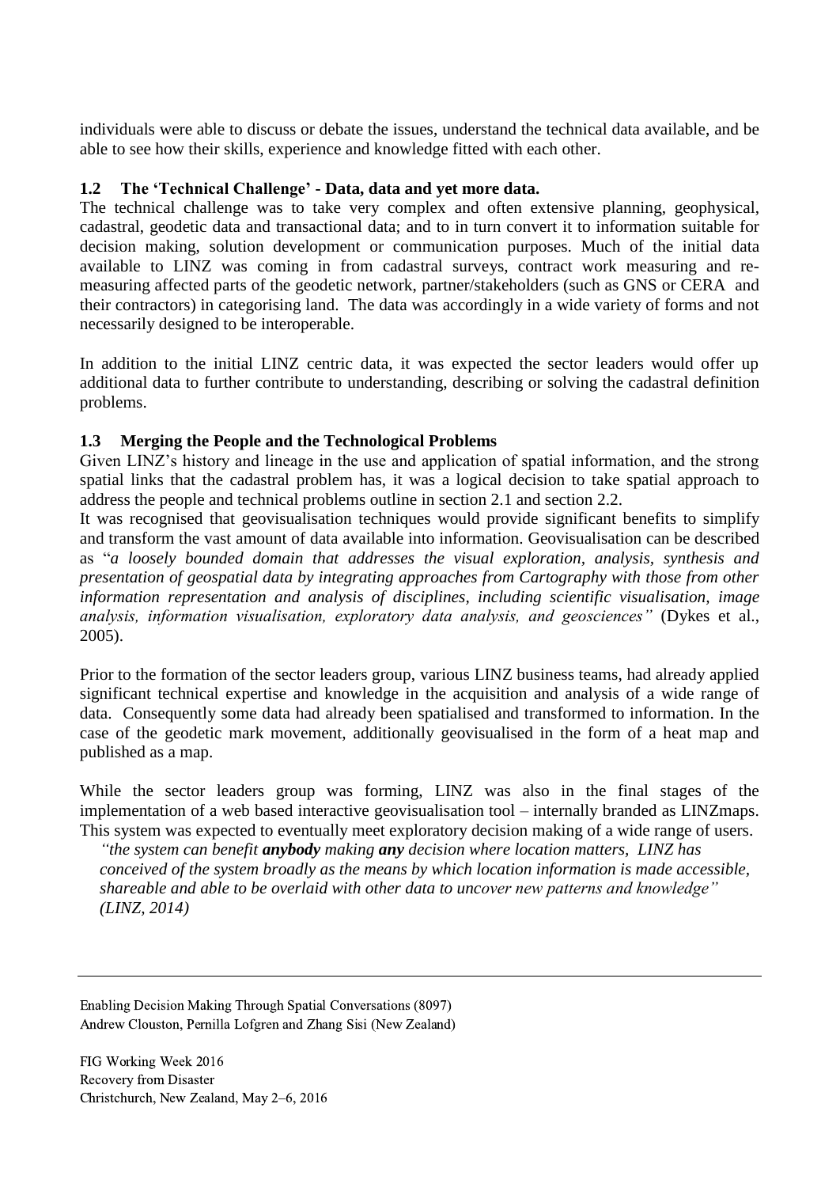individuals were able to discuss or debate the issues, understand the technical data available, and be able to see how their skills, experience and knowledge fitted with each other.

### 1.2 The 'Technical Challenge' - Data, data and yet more data.

The technical challenge was to take very complex and often extensive planning, geophysical, cadastral, geodetic data and transactional data; and to in turn convert it to information suitable for decision making, solution development or communication purposes. Much of the initial data available to LINZ was coming in from cadastral surveys, contract work measuring and re-measuring affected parts of the geodetic network, partner/stakeholders (such as GNS or CERA and their contractors) in categorising land. The data was accordingly in a wide variety of forms and not necessarily designed to be interoperable.

In addition to the initial LINZ centric data, it was expected the sector leaders would offer up additional data to further contribute to understanding, describing or solving the cadastral definition problems.

### 1.3 Merging the People and the Technological Problems

Given LINZ's history and lineage in the use and application of spatial information, and the strong spatial links that the cadastral problem has, it was a logical decision to take spatial approach to address the people and technical problems outline in section 2.1 and section 2.2.

It was recognised that geovisualisation techniques would provide significant benefits to simplify and transform the vast amount of data available into information. Geovisualisation can be described as "*a loosely bounded domain that addresses the visual exploration, analysis, synthesis and presentation of geospatial data by integrating approaches from Cartography with those from other information representation and analysis of disciplines, including scientific visualisation, image analysis, information visualisation, exploratory data analysis, and geosciences"* (Dykes et al., 2005).

Prior to the formation of the sector leaders group, various LINZ business teams, had already applied significant technical expertise and knowledge in the acquisition and analysis of a wide range of data. Consequently some data had already been spatialised and transformed to information. In the case of the geodetic mark movement, additionally geovisualised in the form of a heat map and published as a map.

While the sector leaders group was forming, LINZ was also in the final stages of the implementation of a web based interactive geovisualisation tool – internally branded as LINZmaps. This system was expected to eventually meet exploratory decision making of a wide range of users.

> *"the system can benefit **anybody** making **any** decision where location matters, LINZ has conceived of the system broadly as the means by which location information is made accessible, shareable and able to be overlaid with other data to uncover new patterns and knowledge" (LINZ, 2014)*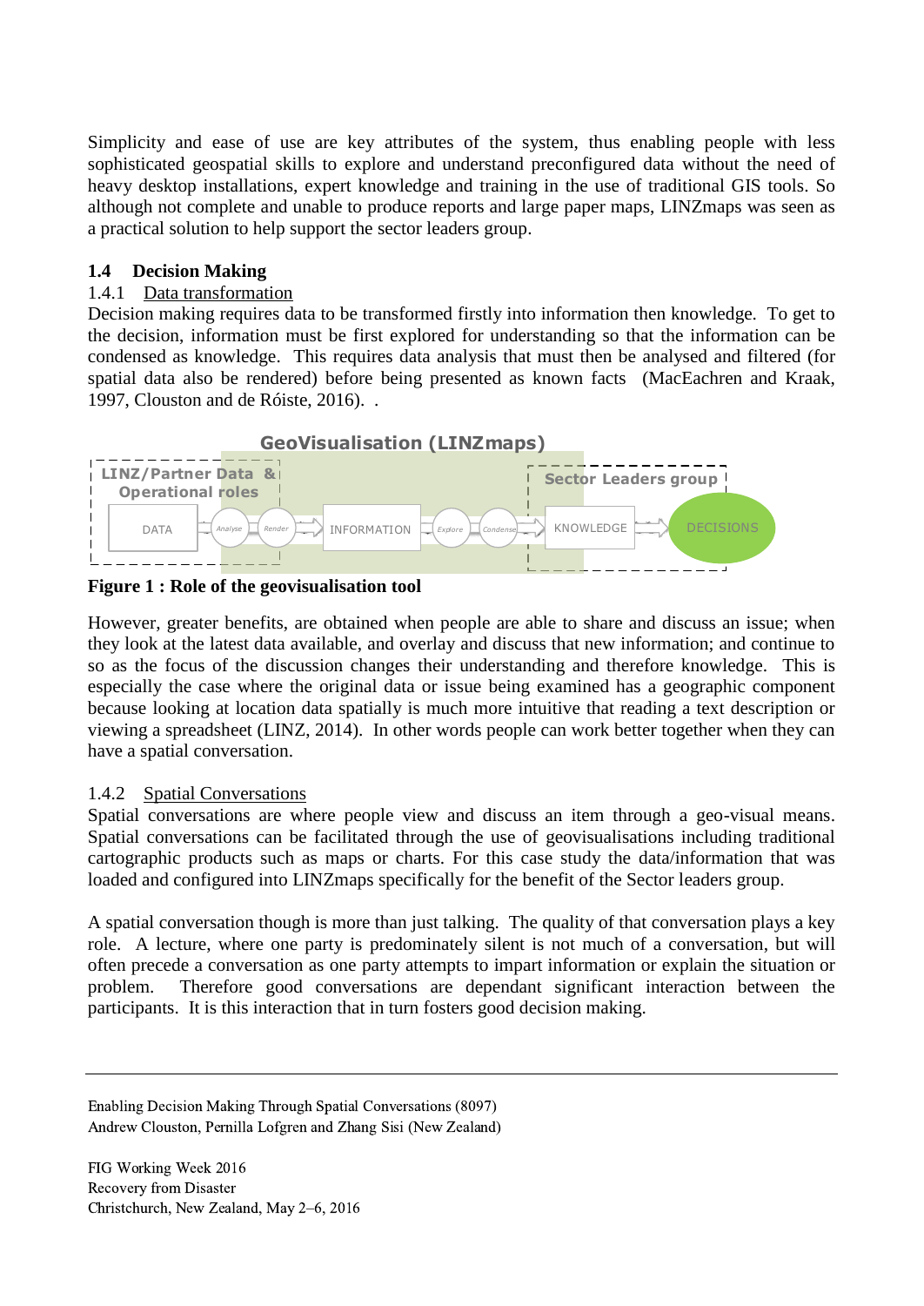Simplicity and ease of use are key attributes of the system, thus enabling people with less sophisticated geospatial skills to explore and understand preconfigured data without the need of heavy desktop installations, expert knowledge and training in the use of traditional GIS tools. So although not complete and unable to produce reports and large paper maps, LINZmaps was seen as a practical solution to help support the sector leaders group.

## 1.4 Decision Making

### 1.4.1 Data transformation

Decision making requires data to be transformed firstly into information then knowledge. To get to the decision, information must be first explored for understanding so that the information can be condensed as knowledge. This requires data analysis that must then be analysed and filtered (for spatial data also be rendered) before being presented as known facts (MacEachren and Kraak, 1997, Clouston and de Róiste, 2016). .

GeoVisualisation (LINZmaps)

LINZ/Partner Data & Operational roles

DATA → Analyse → Render → INFORMATION → Explore → Condense → KNOWLEDGE → DECISIONS

Sector Leaders group

**Figure 1 : Role of the geovisualisation tool**

However, greater benefits, are obtained when people are able to share and discuss an issue; when they look at the latest data available, and overlay and discuss that new information; and continue to so as the focus of the discussion changes their understanding and therefore knowledge. This is especially the case where the original data or issue being examined has a geographic component because looking at location data spatially is much more intuitive that reading a text description or viewing a spreadsheet (LINZ, 2014). In other words people can work better together when they can have a spatial conversation.

### 1.4.2 Spatial Conversations

Spatial conversations are where people view and discuss an item through a geo-visual means. Spatial conversations can be facilitated through the use of geovisualisations including traditional cartographic products such as maps or charts. For this case study the data/information that was loaded and configured into LINZmaps specifically for the benefit of the Sector leaders group.

A spatial conversation though is more than just talking. The quality of that conversation plays a key role. A lecture, where one party is predominately silent is not much of a conversation, but will often precede a conversation as one party attempts to impart information or explain the situation or problem. Therefore good conversations are dependant significant interaction between the participants. It is this interaction that in turn fosters good decision making.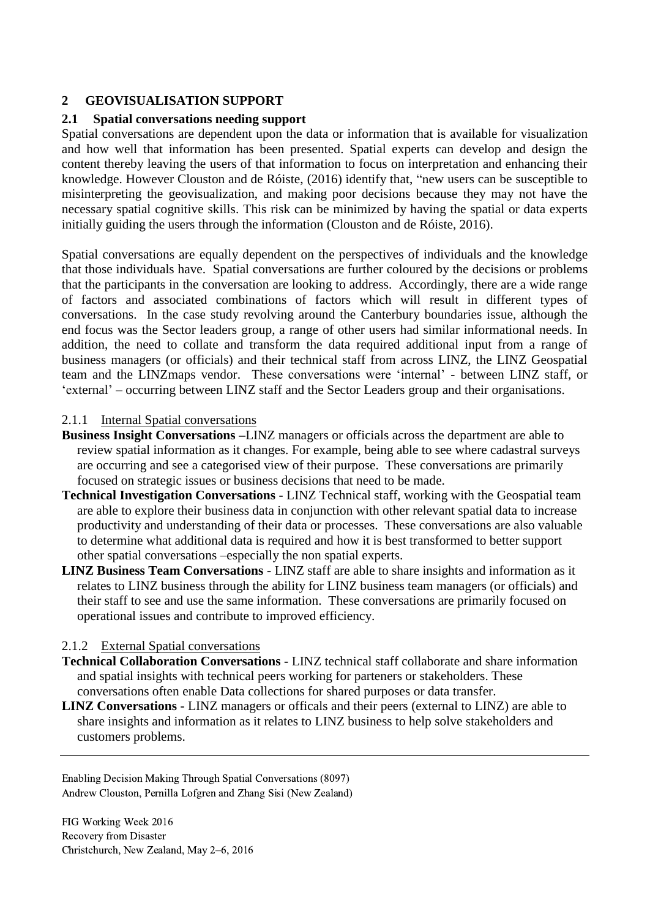## 2 GEOVISUALISATION SUPPORT

### 2.1 Spatial conversations needing support

Spatial conversations are dependent upon the data or information that is available for visualization and how well that information has been presented. Spatial experts can develop and design the content thereby leaving the users of that information to focus on interpretation and enhancing their knowledge. However Clouston and de Róiste, (2016) identify that, "new users can be susceptible to misinterpreting the geovisualization, and making poor decisions because they may not have the necessary spatial cognitive skills. This risk can be minimized by having the spatial or data experts initially guiding the users through the information (Clouston and de Róiste, 2016).

Spatial conversations are equally dependent on the perspectives of individuals and the knowledge that those individuals have. Spatial conversations are further coloured by the decisions or problems that the participants in the conversation are looking to address. Accordingly, there are a wide range of factors and associated combinations of factors which will result in different types of conversations. In the case study revolving around the Canterbury boundaries issue, although the end focus was the Sector leaders group, a range of other users had similar informational needs. In addition, the need to collate and transform the data required additional input from a range of business managers (or officials) and their technical staff from across LINZ, the LINZ Geospatial team and the LINZmaps vendor. These conversations were 'internal' - between LINZ staff, or 'external' – occurring between LINZ staff and the Sector Leaders group and their organisations.

#### 2.1.1 Internal Spatial conversations

**Business Insight Conversations –**LINZ managers or officials across the department are able to review spatial information as it changes. For example, being able to see where cadastral surveys are occurring and see a categorised view of their purpose. These conversations are primarily focused on strategic issues or business decisions that need to be made.

**Technical Investigation Conversations** - LINZ Technical staff, working with the Geospatial team are able to explore their business data in conjunction with other relevant spatial data to increase productivity and understanding of their data or processes. These conversations are also valuable to determine what additional data is required and how it is best transformed to better support other spatial conversations –especially the non spatial experts.

**LINZ Business Team Conversations** - LINZ staff are able to share insights and information as it relates to LINZ business through the ability for LINZ business team managers (or officials) and their staff to see and use the same information. These conversations are primarily focused on operational issues and contribute to improved efficiency.

#### 2.1.2 External Spatial conversations

**Technical Collaboration Conversations** - LINZ technical staff collaborate and share information and spatial insights with technical peers working for parteners or stakeholders. These conversations often enable Data collections for shared purposes or data transfer.

**LINZ Conversations** - LINZ managers or officals and their peers (external to LINZ) are able to share insights and information as it relates to LINZ business to help solve stakeholders and customers problems.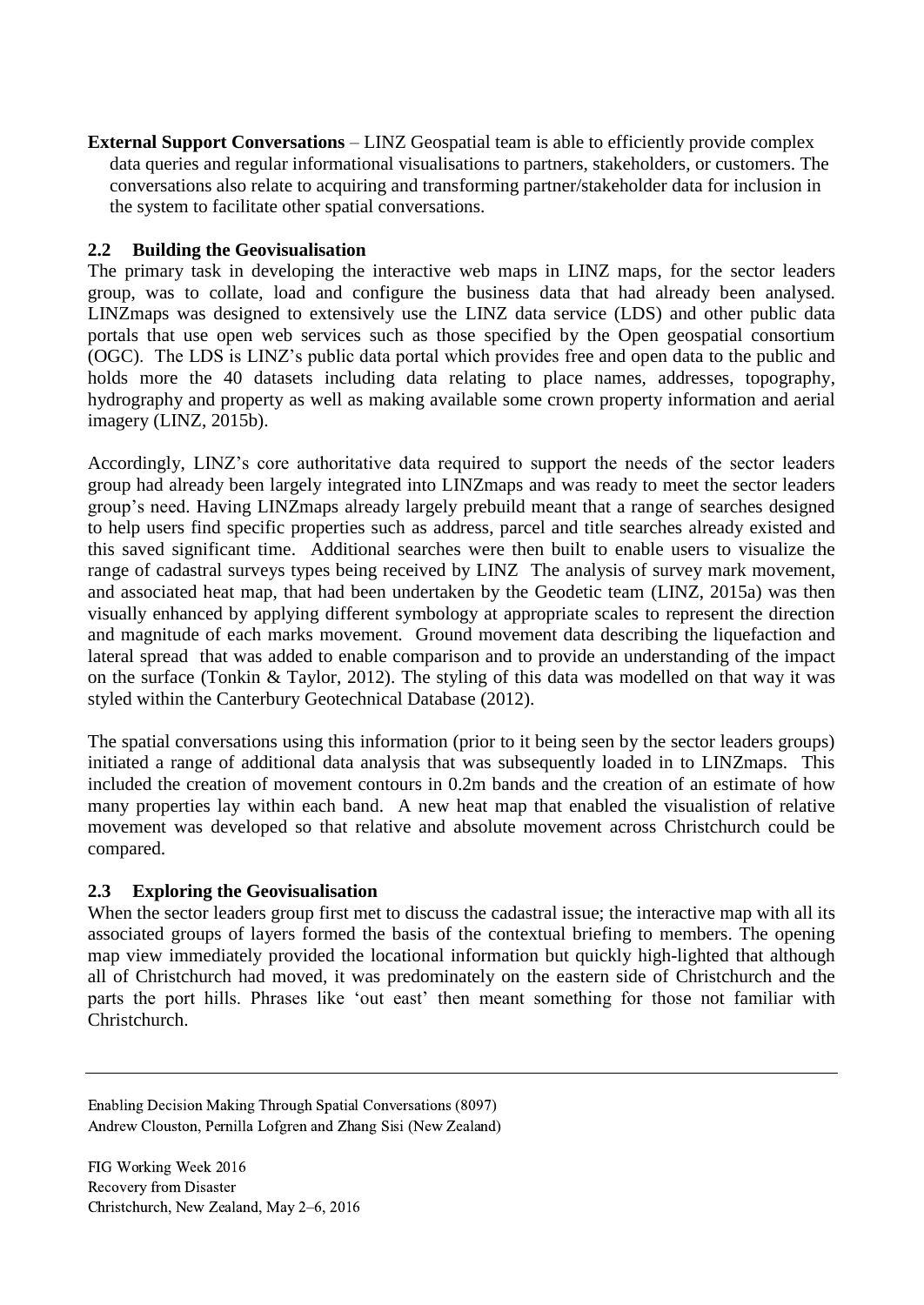**External Support Conversations** – LINZ Geospatial team is able to efficiently provide complex data queries and regular informational visualisations to partners, stakeholders, or customers. The conversations also relate to acquiring and transforming partner/stakeholder data for inclusion in the system to facilitate other spatial conversations.

### 2.2 Building the Geovisualisation

The primary task in developing the interactive web maps in LINZ maps, for the sector leaders group, was to collate, load and configure the business data that had already been analysed. LINZmaps was designed to extensively use the LINZ data service (LDS) and other public data portals that use open web services such as those specified by the Open geospatial consortium (OGC). The LDS is LINZ's public data portal which provides free and open data to the public and holds more the 40 datasets including data relating to place names, addresses, topography, hydrography and property as well as making available some crown property information and aerial imagery (LINZ, 2015b).

Accordingly, LINZ's core authoritative data required to support the needs of the sector leaders group had already been largely integrated into LINZmaps and was ready to meet the sector leaders group's need. Having LINZmaps already largely prebuild meant that a range of searches designed to help users find specific properties such as address, parcel and title searches already existed and this saved significant time. Additional searches were then built to enable users to visualize the range of cadastral surveys types being received by LINZ The analysis of survey mark movement, and associated heat map, that had been undertaken by the Geodetic team (LINZ, 2015a) was then visually enhanced by applying different symbology at appropriate scales to represent the direction and magnitude of each marks movement. Ground movement data describing the liquefaction and lateral spread that was added to enable comparison and to provide an understanding of the impact on the surface (Tonkin & Taylor, 2012). The styling of this data was modelled on that way it was styled within the Canterbury Geotechnical Database (2012).

The spatial conversations using this information (prior to it being seen by the sector leaders groups) initiated a range of additional data analysis that was subsequently loaded in to LINZmaps. This included the creation of movement contours in 0.2m bands and the creation of an estimate of how many properties lay within each band. A new heat map that enabled the visualistion of relative movement was developed so that relative and absolute movement across Christchurch could be compared.

### 2.3 Exploring the Geovisualisation

When the sector leaders group first met to discuss the cadastral issue; the interactive map with all its associated groups of layers formed the basis of the contextual briefing to members. The opening map view immediately provided the locational information but quickly high-lighted that although all of Christchurch had moved, it was predominately on the eastern side of Christchurch and the parts the port hills. Phrases like 'out east' then meant something for those not familiar with Christchurch.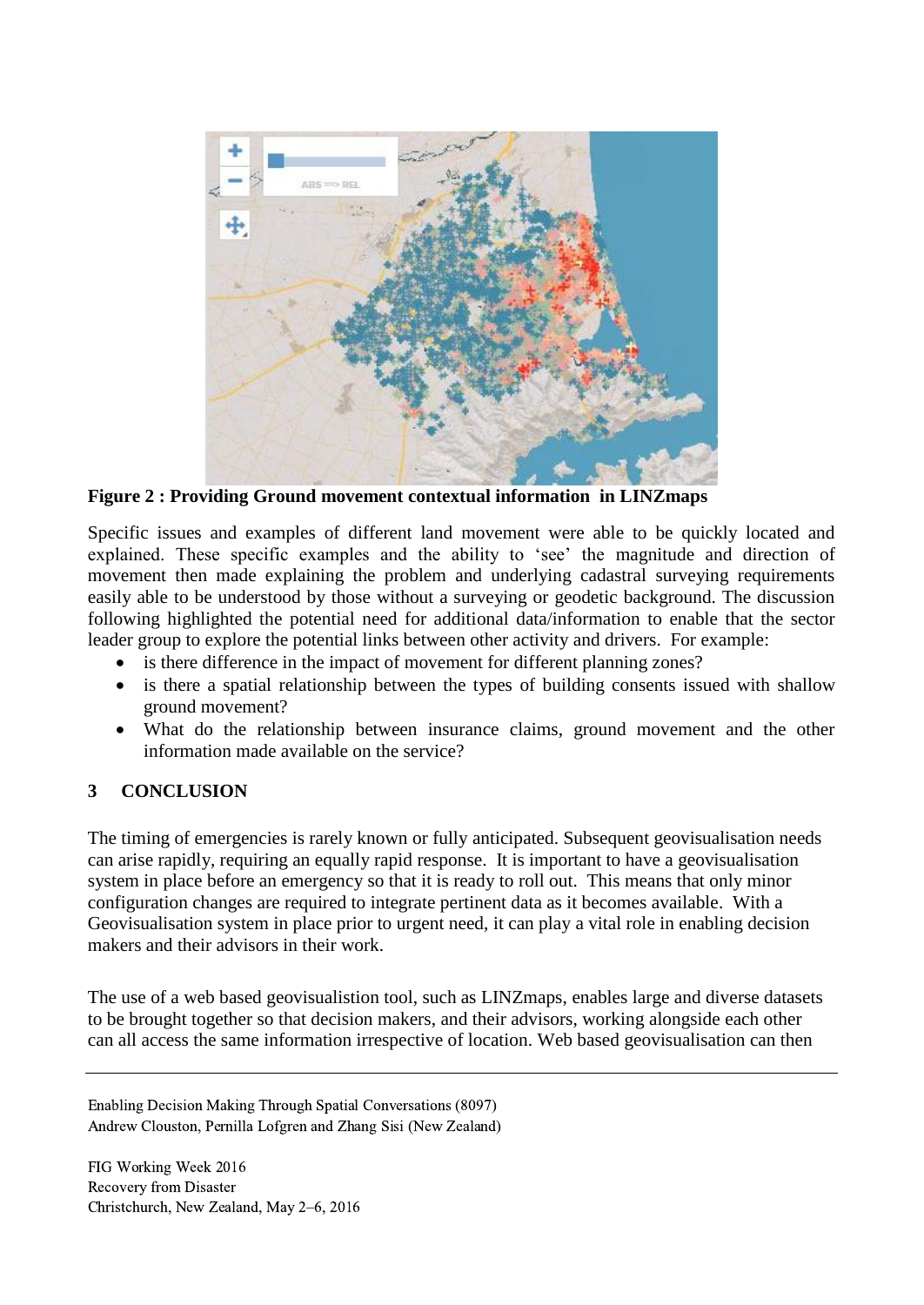**Figure 2 : Providing Ground movement contextual information in LINZmaps**

Specific issues and examples of different land movement were able to be quickly located and explained. These specific examples and the ability to 'see' the magnitude and direction of movement then made explaining the problem and underlying cadastral surveying requirements easily able to be understood by those without a surveying or geodetic background. The discussion following highlighted the potential need for additional data/information to enable that the sector leader group to explore the potential links between other activity and drivers. For example:

- is there difference in the impact of movement for different planning zones?
- is there a spatial relationship between the types of building consents issued with shallow ground movement?
- What do the relationship between insurance claims, ground movement and the other information made available on the service?

## 3 CONCLUSION

The timing of emergencies is rarely known or fully anticipated. Subsequent geovisualisation needs can arise rapidly, requiring an equally rapid response. It is important to have a geovisualisation system in place before an emergency so that it is ready to roll out. This means that only minor configuration changes are required to integrate pertinent data as it becomes available. With a Geovisualisation system in place prior to urgent need, it can play a vital role in enabling decision makers and their advisors in their work.

The use of a web based geovisualistion tool, such as LINZmaps, enables large and diverse datasets to be brought together so that decision makers, and their advisors, working alongside each other can all access the same information irrespective of location. Web based geovisualisation can then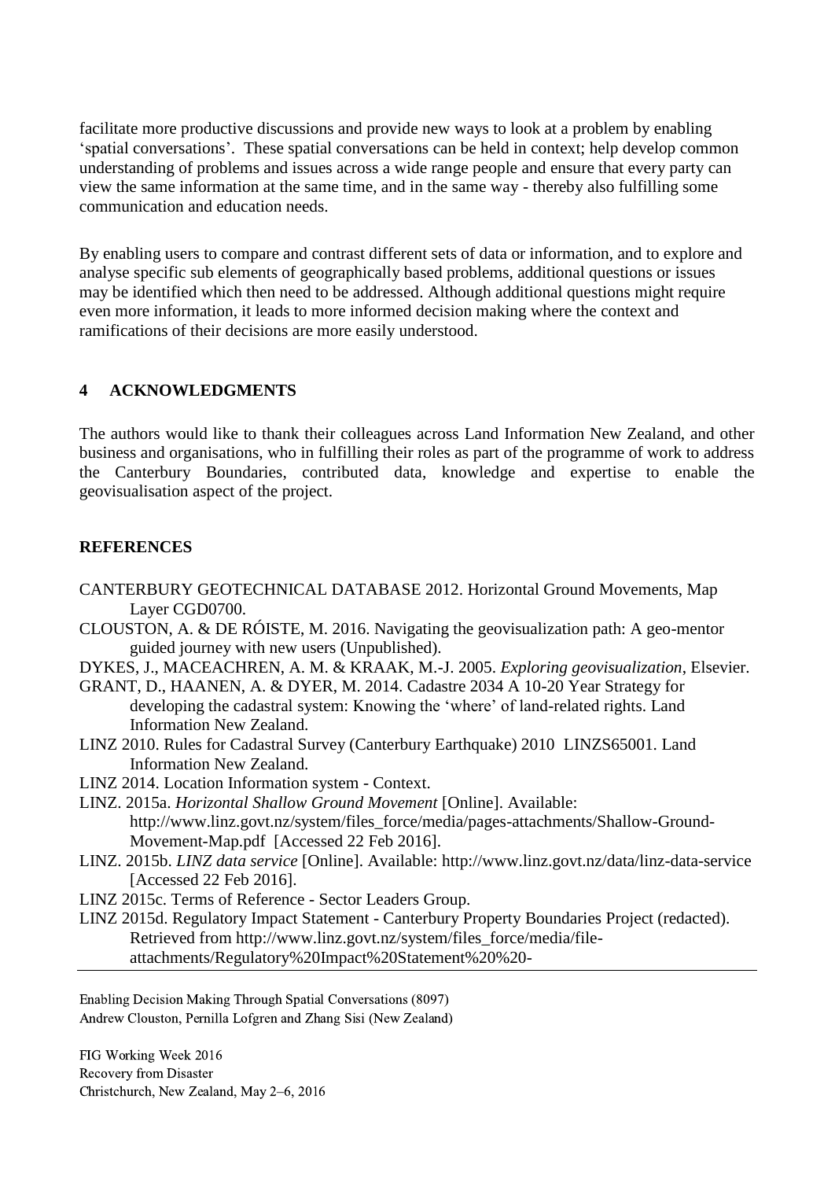facilitate more productive discussions and provide new ways to look at a problem by enabling 'spatial conversations'. These spatial conversations can be held in context; help develop common understanding of problems and issues across a wide range people and ensure that every party can view the same information at the same time, and in the same way - thereby also fulfilling some communication and education needs.

By enabling users to compare and contrast different sets of data or information, and to explore and analyse specific sub elements of geographically based problems, additional questions or issues may be identified which then need to be addressed. Although additional questions might require even more information, it leads to more informed decision making where the context and ramifications of their decisions are more easily understood.

## 4 ACKNOWLEDGMENTS

The authors would like to thank their colleagues across Land Information New Zealand, and other business and organisations, who in fulfilling their roles as part of the programme of work to address the Canterbury Boundaries, contributed data, knowledge and expertise to enable the geovisualisation aspect of the project.

## REFERENCES

CANTERBURY GEOTECHNICAL DATABASE 2012. Horizontal Ground Movements, Map Layer CGD0700.

CLOUSTON, A. & DE RÓISTE, M. 2016. Navigating the geovisualization path: A geo-mentor guided journey with new users (Unpublished).

DYKES, J., MACEACHREN, A. M. & KRAAK, M.-J. 2005. *Exploring geovisualization*, Elsevier.

GRANT, D., HAANEN, A. & DYER, M. 2014. Cadastre 2034 A 10-20 Year Strategy for developing the cadastral system: Knowing the 'where' of land-related rights. Land Information New Zealand.

LINZ 2010. Rules for Cadastral Survey (Canterbury Earthquake) 2010 LINZS65001. Land Information New Zealand.

LINZ 2014. Location Information system - Context.

LINZ. 2015a. *Horizontal Shallow Ground Movement* [Online]. Available: http://www.linz.govt.nz/system/files_force/media/pages-attachments/Shallow-Ground-Movement-Map.pdf [Accessed 22 Feb 2016].

LINZ. 2015b. *LINZ data service* [Online]. Available: http://www.linz.govt.nz/data/linz-data-service [Accessed 22 Feb 2016].

LINZ 2015c. Terms of Reference - Sector Leaders Group.

LINZ 2015d. Regulatory Impact Statement - Canterbury Property Boundaries Project (redacted). Retrieved from http://www.linz.govt.nz/system/files_force/media/file-attachments/Regulatory%20Impact%20Statement%20%20-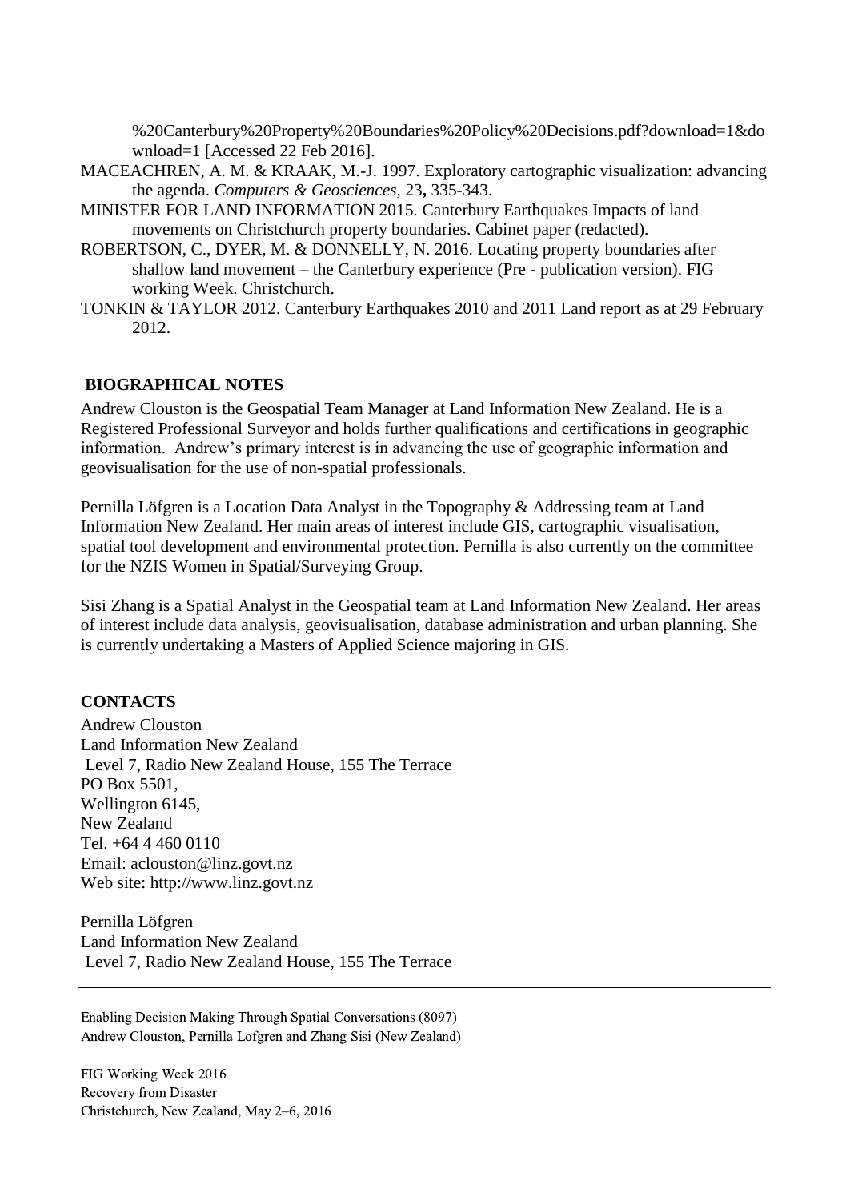%20Canterbury%20Property%20Boundaries%20Policy%20Decisions.pdf?download=1&download=1 [Accessed 22 Feb 2016].

MACEACHREN, A. M. & KRAAK, M.-J. 1997. Exploratory cartographic visualization: advancing the agenda. *Computers & Geosciences*, 23**,** 335-343.

MINISTER FOR LAND INFORMATION 2015. Canterbury Earthquakes Impacts of land movements on Christchurch property boundaries. Cabinet paper (redacted).

ROBERTSON, C., DYER, M. & DONNELLY, N. 2016. Locating property boundaries after shallow land movement – the Canterbury experience (Pre - publication version). FIG working Week. Christchurch.

TONKIN & TAYLOR 2012. Canterbury Earthquakes 2010 and 2011 Land report as at 29 February 2012.

## BIOGRAPHICAL NOTES

Andrew Clouston is the Geospatial Team Manager at Land Information New Zealand. He is a Registered Professional Surveyor and holds further qualifications and certifications in geographic information. Andrew's primary interest is in advancing the use of geographic information and geovisualisation for the use of non-spatial professionals.

Pernilla Löfgren is a Location Data Analyst in the Topography & Addressing team at Land Information New Zealand. Her main areas of interest include GIS, cartographic visualisation, spatial tool development and environmental protection. Pernilla is also currently on the committee for the NZIS Women in Spatial/Surveying Group.

Sisi Zhang is a Spatial Analyst in the Geospatial team at Land Information New Zealand. Her areas of interest include data analysis, geovisualisation, database administration and urban planning. She is currently undertaking a Masters of Applied Science majoring in GIS.

## CONTACTS

Andrew Clouston
Land Information New Zealand
Level 7, Radio New Zealand House, 155 The Terrace
PO Box 5501,
Wellington 6145,
New Zealand
Tel. +64 4 460 0110
Email: aclouston@linz.govt.nz
Web site: http://www.linz.govt.nz

Pernilla Löfgren
Land Information New Zealand
Level 7, Radio New Zealand House, 155 The Terrace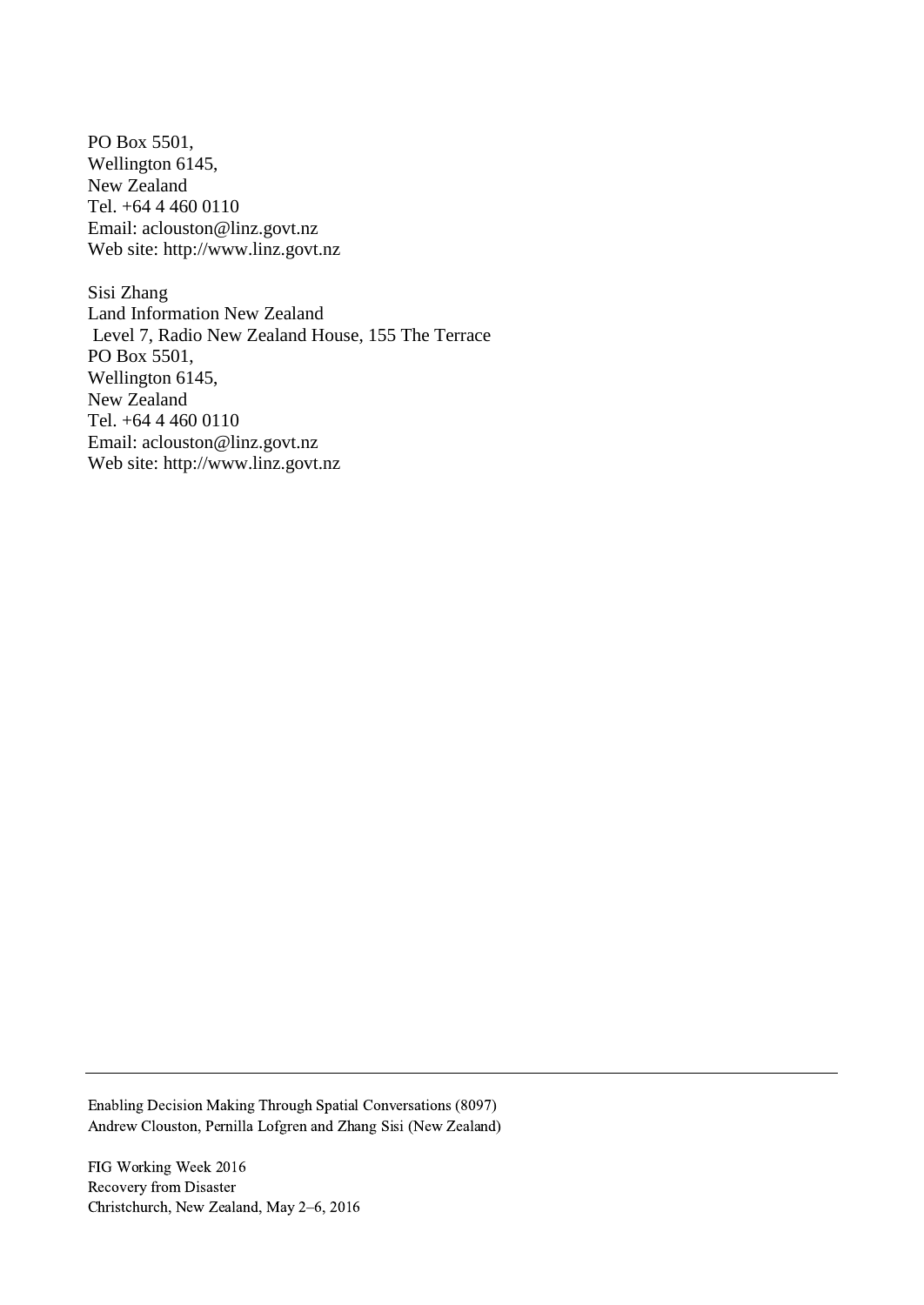PO Box 5501,
Wellington 6145,
New Zealand
Tel. +64 4 460 0110
Email: aclouston@linz.govt.nz
Web site: http://www.linz.govt.nz

Sisi Zhang
Land Information New Zealand
Level 7, Radio New Zealand House, 155 The Terrace
PO Box 5501,
Wellington 6145,
New Zealand
Tel. +64 4 460 0110
Email: aclouston@linz.govt.nz
Web site: http://www.linz.govt.nz